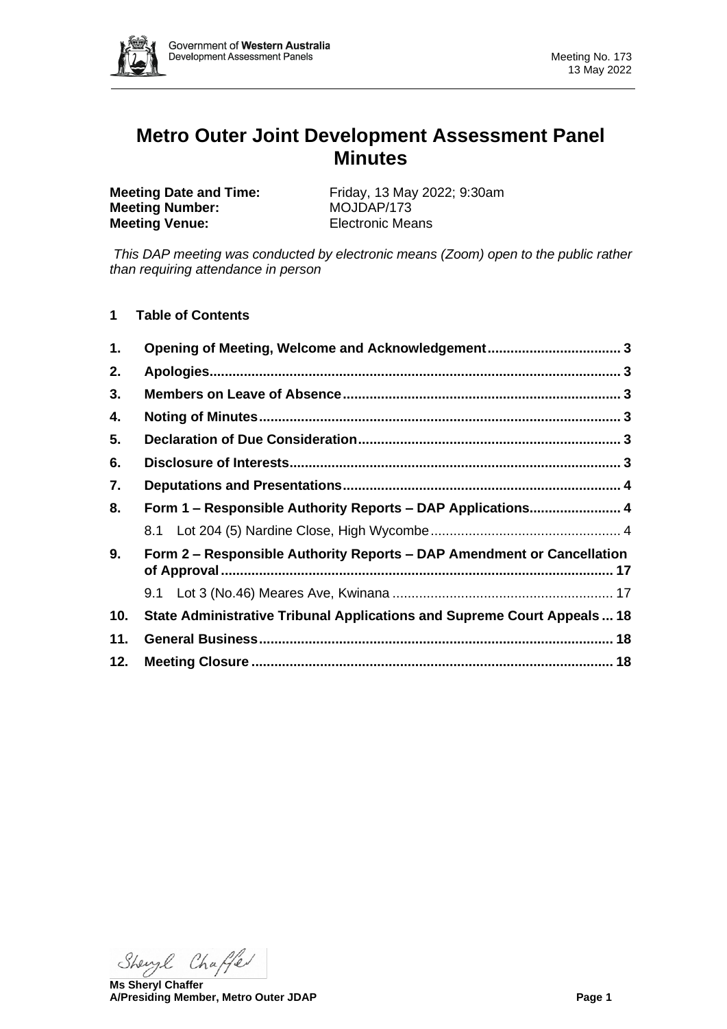# Metro Outer Joint Development Assessment Panel Minutes

**Meeting Date and Time:** Friday, 13 May 2022; 9:30am
**Meeting Number:** MOJDAP/173
**Meeting Venue:** Electronic Means

*This DAP meeting was conducted by electronic means (Zoom) open to the public rather than requiring attendance in person*

## 1 Table of Contents

1. **Opening of Meeting, Welcome and Acknowledgement** .......... 3
2. **Apologies** .......... 3
3. **Members on Leave of Absence** .......... 3
4. **Noting of Minutes** .......... 3
5. **Declaration of Due Consideration** .......... 3
6. **Disclosure of Interests** .......... 3
7. **Deputations and Presentations** .......... 4
8. **Form 1 – Responsible Authority Reports – DAP Applications** .......... 4
   - 8.1 Lot 204 (5) Nardine Close, High Wycombe .......... 4
9. **Form 2 – Responsible Authority Reports – DAP Amendment or Cancellation of Approval** .......... 17
   - 9.1 Lot 3 (No.46) Meares Ave, Kwinana .......... 17
10. **State Administrative Tribunal Applications and Supreme Court Appeals** .......... 18
11. **General Business** .......... 18
12. **Meeting Closure** .......... 18

Sheryl Chaffer

**Ms Sheryl Chaffer**
**A/Presiding Member, Metro Outer JDAP**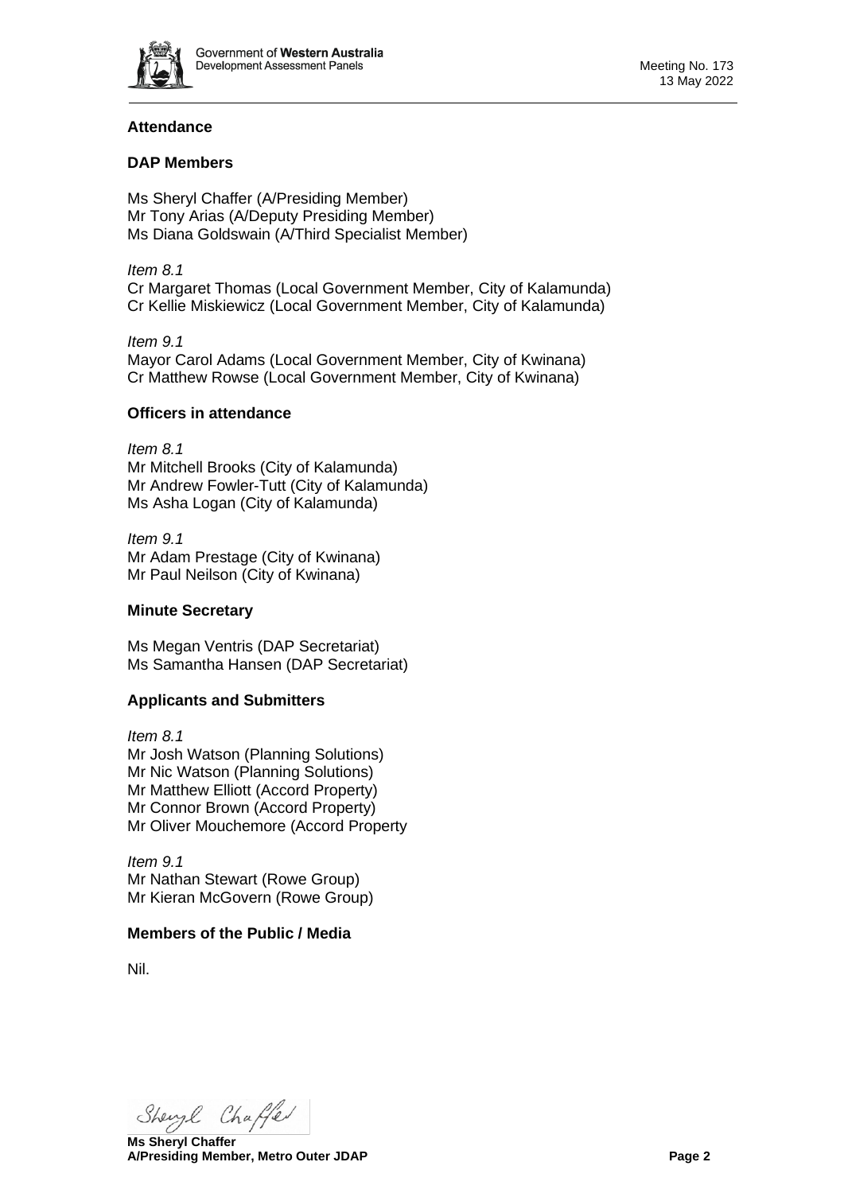## Attendance

### DAP Members

Ms Sheryl Chaffer (A/Presiding Member)
Mr Tony Arias (A/Deputy Presiding Member)
Ms Diana Goldswain (A/Third Specialist Member)

*Item 8.1*
Cr Margaret Thomas (Local Government Member, City of Kalamunda)
Cr Kellie Miskiewicz (Local Government Member, City of Kalamunda)

*Item 9.1*
Mayor Carol Adams (Local Government Member, City of Kwinana)
Cr Matthew Rowse (Local Government Member, City of Kwinana)

### Officers in attendance

*Item 8.1*
Mr Mitchell Brooks (City of Kalamunda)
Mr Andrew Fowler-Tutt (City of Kalamunda)
Ms Asha Logan (City of Kalamunda)

*Item 9.1*
Mr Adam Prestage (City of Kwinana)
Mr Paul Neilson (City of Kwinana)

### Minute Secretary

Ms Megan Ventris (DAP Secretariat)
Ms Samantha Hansen (DAP Secretariat)

### Applicants and Submitters

*Item 8.1*
Mr Josh Watson (Planning Solutions)
Mr Nic Watson (Planning Solutions)
Mr Matthew Elliott (Accord Property)
Mr Connor Brown (Accord Property)
Mr Oliver Mouchemore (Accord Property

*Item 9.1*
Mr Nathan Stewart (Rowe Group)
Mr Kieran McGovern (Rowe Group)

### Members of the Public / Media

Nil.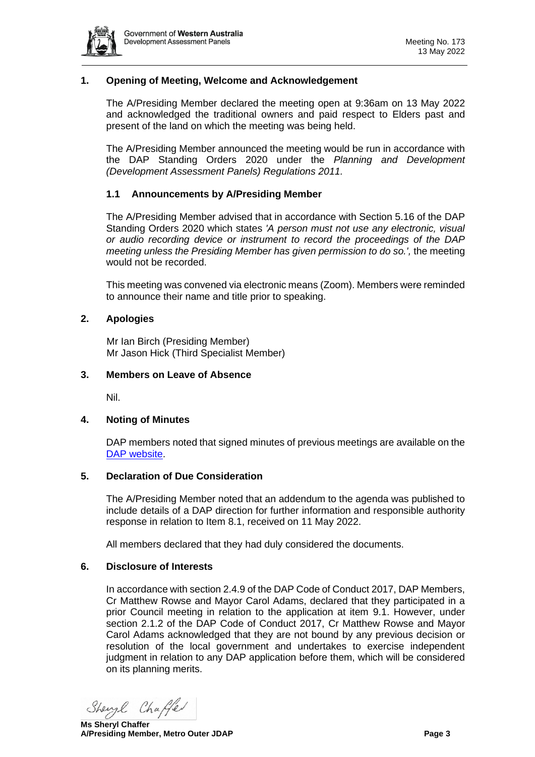## 1. Opening of Meeting, Welcome and Acknowledgement

The A/Presiding Member declared the meeting open at 9:36am on 13 May 2022 and acknowledged the traditional owners and paid respect to Elders past and present of the land on which the meeting was being held.

The A/Presiding Member announced the meeting would be run in accordance with the DAP Standing Orders 2020 under the *Planning and Development (Development Assessment Panels) Regulations 2011.*

### 1.1 Announcements by A/Presiding Member

The A/Presiding Member advised that in accordance with Section 5.16 of the DAP Standing Orders 2020 which states *'A person must not use any electronic, visual or audio recording device or instrument to record the proceedings of the DAP meeting unless the Presiding Member has given permission to do so.',* the meeting would not be recorded.

This meeting was convened via electronic means (Zoom). Members were reminded to announce their name and title prior to speaking.

## 2. Apologies

Mr Ian Birch (Presiding Member)
Mr Jason Hick (Third Specialist Member)

## 3. Members on Leave of Absence

Nil.

## 4. Noting of Minutes

DAP members noted that signed minutes of previous meetings are available on the DAP website.

## 5. Declaration of Due Consideration

The A/Presiding Member noted that an addendum to the agenda was published to include details of a DAP direction for further information and responsible authority response in relation to Item 8.1, received on 11 May 2022.

All members declared that they had duly considered the documents.

## 6. Disclosure of Interests

In accordance with section 2.4.9 of the DAP Code of Conduct 2017, DAP Members, Cr Matthew Rowse and Mayor Carol Adams, declared that they participated in a prior Council meeting in relation to the application at item 9.1. However, under section 2.1.2 of the DAP Code of Conduct 2017, Cr Matthew Rowse and Mayor Carol Adams acknowledged that they are not bound by any previous decision or resolution of the local government and undertakes to exercise independent judgment in relation to any DAP application before them, which will be considered on its planning merits.

**Ms Sheryl Chaffer**
**A/Presiding Member, Metro Outer JDAP**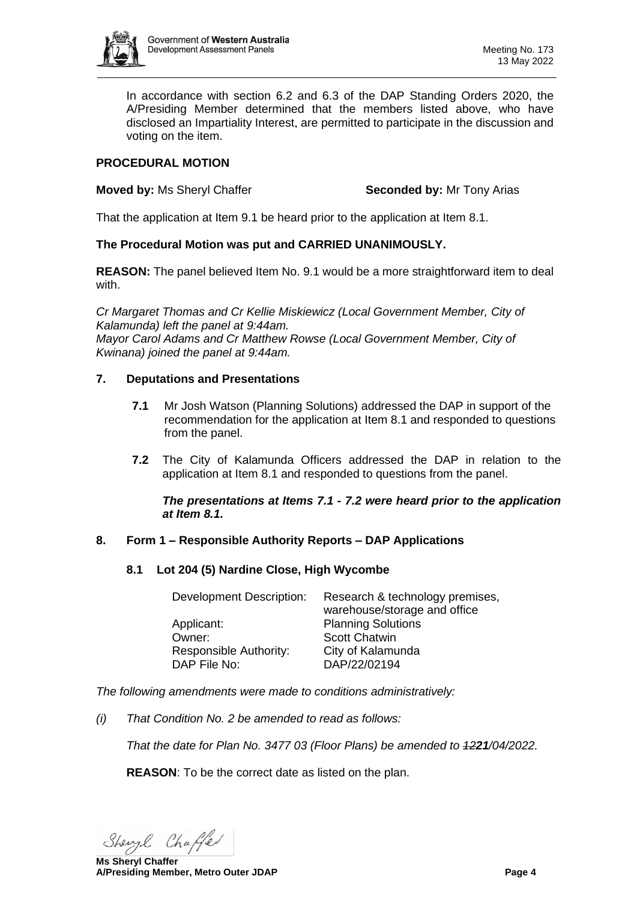In accordance with section 6.2 and 6.3 of the DAP Standing Orders 2020, the A/Presiding Member determined that the members listed above, who have disclosed an Impartiality Interest, are permitted to participate in the discussion and voting on the item.

**PROCEDURAL MOTION**

**Moved by:** Ms Sheryl Chaffer **Seconded by:** Mr Tony Arias

That the application at Item 9.1 be heard prior to the application at Item 8.1.

**The Procedural Motion was put and CARRIED UNANIMOUSLY.**

**REASON:** The panel believed Item No. 9.1 would be a more straightforward item to deal with.

*Cr Margaret Thomas and Cr Kellie Miskiewicz (Local Government Member, City of Kalamunda) left the panel at 9:44am.*
*Mayor Carol Adams and Cr Matthew Rowse (Local Government Member, City of Kwinana) joined the panel at 9:44am.*

## 7. Deputations and Presentations

**7.1** Mr Josh Watson (Planning Solutions) addressed the DAP in support of the recommendation for the application at Item 8.1 and responded to questions from the panel.

**7.2** The City of Kalamunda Officers addressed the DAP in relation to the application at Item 8.1 and responded to questions from the panel.

***The presentations at Items 7.1 - 7.2 were heard prior to the application at Item 8.1.***

## 8. Form 1 – Responsible Authority Reports – DAP Applications

### 8.1 Lot 204 (5) Nardine Close, High Wycombe

| | |
|---|---|
| Development Description: | Research & technology premises, warehouse/storage and office |
| Applicant: | Planning Solutions |
| Owner: | Scott Chatwin |
| Responsible Authority: | City of Kalamunda |
| DAP File No: | DAP/22/02194 |

*The following amendments were made to conditions administratively:*

*(i) That Condition No. 2 be amended to read as follows:*

*That the date for Plan No. 3477 03 (Floor Plans) be amended to ~~12~~**21**/04/2022.*

**REASON**: To be the correct date as listed on the plan.

**Ms Sheryl Chaffer**
**A/Presiding Member, Metro Outer JDAP**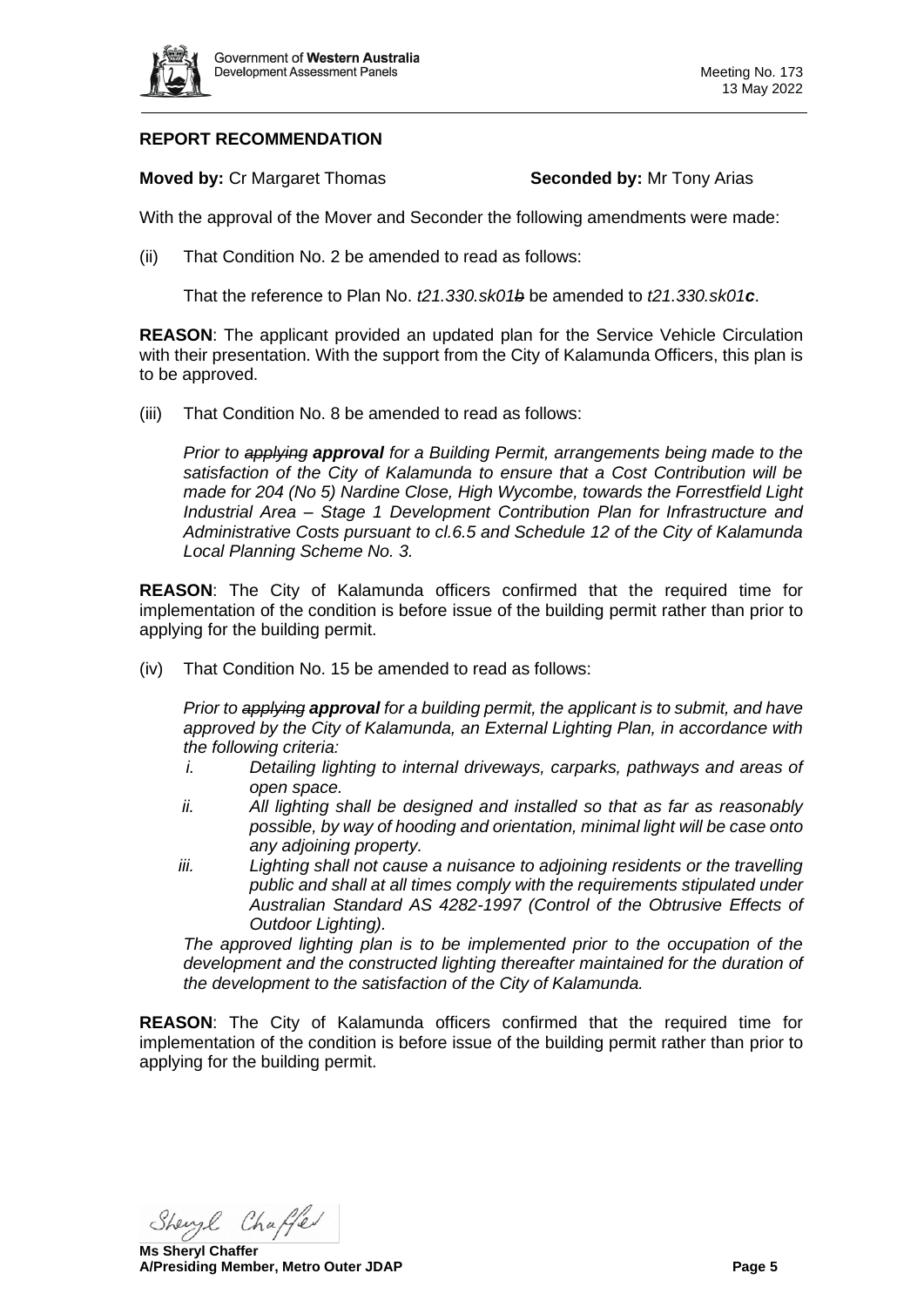**REPORT RECOMMENDATION**

**Moved by:** Cr Margaret Thomas **Seconded by:** Mr Tony Arias

With the approval of the Mover and Seconder the following amendments were made:

(ii) That Condition No. 2 be amended to read as follows:

That the reference to Plan No. *t21.330.sk01~~b~~* be amended to *t21.330.sk01**c***.

**REASON**: The applicant provided an updated plan for the Service Vehicle Circulation with their presentation. With the support from the City of Kalamunda Officers, this plan is to be approved.

(iii) That Condition No. 8 be amended to read as follows:

*Prior to ~~applying~~ **approval** for a Building Permit, arrangements being made to the satisfaction of the City of Kalamunda to ensure that a Cost Contribution will be made for 204 (No 5) Nardine Close, High Wycombe, towards the Forrestfield Light Industrial Area – Stage 1 Development Contribution Plan for Infrastructure and Administrative Costs pursuant to cl.6.5 and Schedule 12 of the City of Kalamunda Local Planning Scheme No. 3.*

**REASON**: The City of Kalamunda officers confirmed that the required time for implementation of the condition is before issue of the building permit rather than prior to applying for the building permit.

(iv) That Condition No. 15 be amended to read as follows:

*Prior to ~~applying~~ **approval** for a building permit, the applicant is to submit, and have approved by the City of Kalamunda, an External Lighting Plan, in accordance with the following criteria:*

*i. Detailing lighting to internal driveways, carparks, pathways and areas of open space.*

*ii. All lighting shall be designed and installed so that as far as reasonably possible, by way of hooding and orientation, minimal light will be case onto any adjoining property.*

*iii. Lighting shall not cause a nuisance to adjoining residents or the travelling public and shall at all times comply with the requirements stipulated under Australian Standard AS 4282-1997 (Control of the Obtrusive Effects of Outdoor Lighting).*

*The approved lighting plan is to be implemented prior to the occupation of the development and the constructed lighting thereafter maintained for the duration of the development to the satisfaction of the City of Kalamunda.*

**REASON**: The City of Kalamunda officers confirmed that the required time for implementation of the condition is before issue of the building permit rather than prior to applying for the building permit.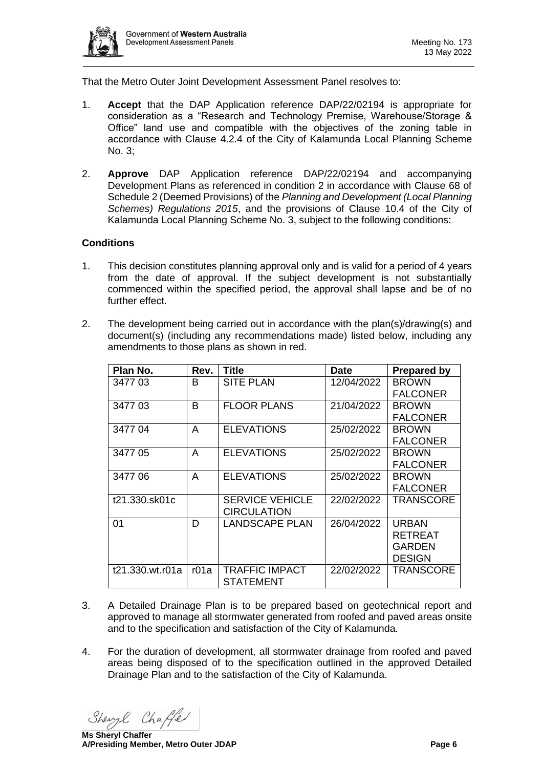That the Metro Outer Joint Development Assessment Panel resolves to:

1. **Accept** that the DAP Application reference DAP/22/02194 is appropriate for consideration as a "Research and Technology Premise, Warehouse/Storage & Office" land use and compatible with the objectives of the zoning table in accordance with Clause 4.2.4 of the City of Kalamunda Local Planning Scheme No. 3;

2. **Approve** DAP Application reference DAP/22/02194 and accompanying Development Plans as referenced in condition 2 in accordance with Clause 68 of Schedule 2 (Deemed Provisions) of the *Planning and Development (Local Planning Schemes) Regulations 2015*, and the provisions of Clause 10.4 of the City of Kalamunda Local Planning Scheme No. 3, subject to the following conditions:

**Conditions**

1. This decision constitutes planning approval only and is valid for a period of 4 years from the date of approval. If the subject development is not substantially commenced within the specified period, the approval shall lapse and be of no further effect.

2. The development being carried out in accordance with the plan(s)/drawing(s) and document(s) (including any recommendations made) listed below, including any amendments to those plans as shown in red.

| Plan No. | Rev. | Title | Date | Prepared by |
|---|---|---|---|---|
| 3477 03 | B | SITE PLAN | 12/04/2022 | BROWN FALCONER |
| 3477 03 | B | FLOOR PLANS | 21/04/2022 | BROWN FALCONER |
| 3477 04 | A | ELEVATIONS | 25/02/2022 | BROWN FALCONER |
| 3477 05 | A | ELEVATIONS | 25/02/2022 | BROWN FALCONER |
| 3477 06 | A | ELEVATIONS | 25/02/2022 | BROWN FALCONER |
| t21.330.sk01c | | SERVICE VEHICLE CIRCULATION | 22/02/2022 | TRANSCORE |
| 01 | D | LANDSCAPE PLAN | 26/04/2022 | URBAN RETREAT GARDEN DESIGN |
| t21.330.wt.r01a | r01a | TRAFFIC IMPACT STATEMENT | 22/02/2022 | TRANSCORE |

3. A Detailed Drainage Plan is to be prepared based on geotechnical report and approved to manage all stormwater generated from roofed and paved areas onsite and to the specification and satisfaction of the City of Kalamunda.

4. For the duration of development, all stormwater drainage from roofed and paved areas being disposed of to the specification outlined in the approved Detailed Drainage Plan and to the satisfaction of the City of Kalamunda.

**Ms Sheryl Chaffer**
**A/Presiding Member, Metro Outer JDAP**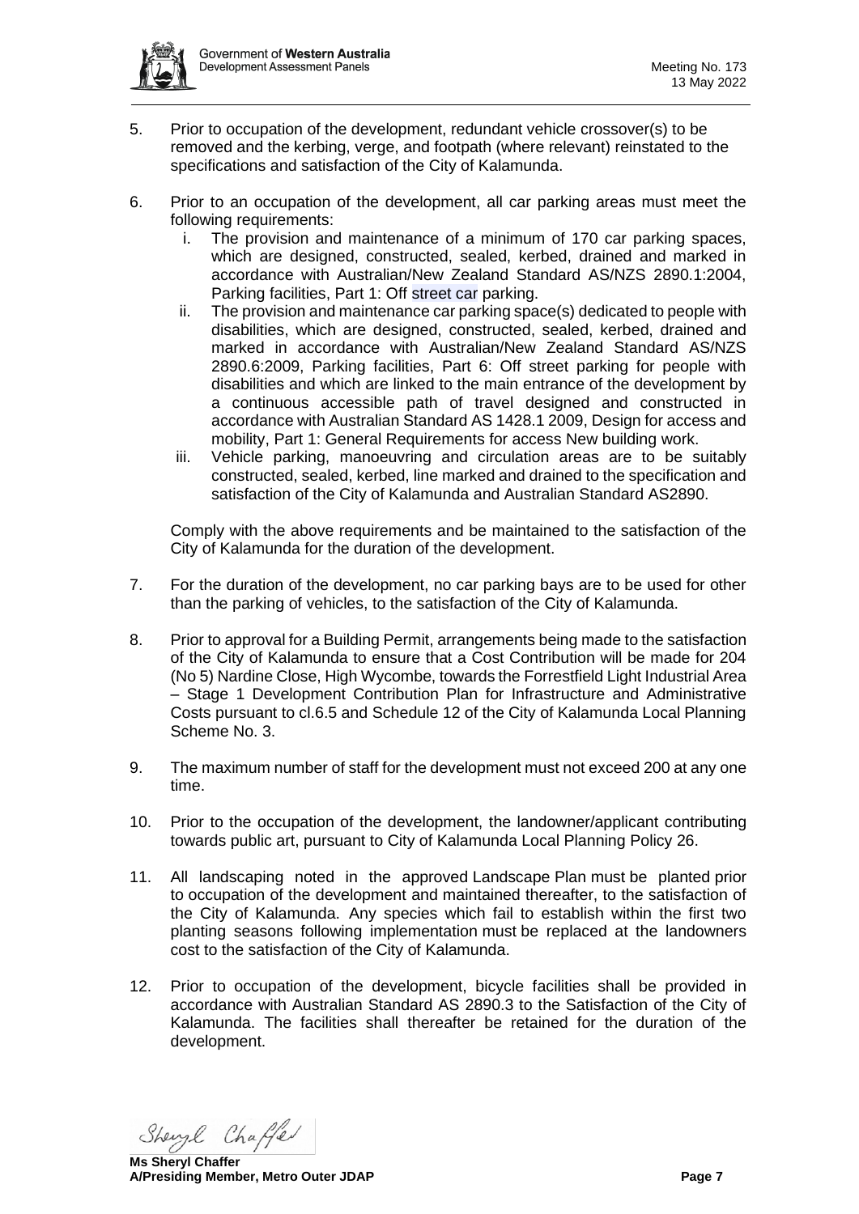5. Prior to occupation of the development, redundant vehicle crossover(s) to be removed and the kerbing, verge, and footpath (where relevant) reinstated to the specifications and satisfaction of the City of Kalamunda.

6. Prior to an occupation of the development, all car parking areas must meet the following requirements:
   i. The provision and maintenance of a minimum of 170 car parking spaces, which are designed, constructed, sealed, kerbed, drained and marked in accordance with Australian/New Zealand Standard AS/NZS 2890.1:2004, Parking facilities, Part 1: Off street car parking.
   ii. The provision and maintenance car parking space(s) dedicated to people with disabilities, which are designed, constructed, sealed, kerbed, drained and marked in accordance with Australian/New Zealand Standard AS/NZS 2890.6:2009, Parking facilities, Part 6: Off street parking for people with disabilities and which are linked to the main entrance of the development by a continuous accessible path of travel designed and constructed in accordance with Australian Standard AS 1428.1 2009, Design for access and mobility, Part 1: General Requirements for access New building work.
   iii. Vehicle parking, manoeuvring and circulation areas are to be suitably constructed, sealed, kerbed, line marked and drained to the specification and satisfaction of the City of Kalamunda and Australian Standard AS2890.

   Comply with the above requirements and be maintained to the satisfaction of the City of Kalamunda for the duration of the development.

7. For the duration of the development, no car parking bays are to be used for other than the parking of vehicles, to the satisfaction of the City of Kalamunda.

8. Prior to approval for a Building Permit, arrangements being made to the satisfaction of the City of Kalamunda to ensure that a Cost Contribution will be made for 204 (No 5) Nardine Close, High Wycombe, towards the Forrestfield Light Industrial Area – Stage 1 Development Contribution Plan for Infrastructure and Administrative Costs pursuant to cl.6.5 and Schedule 12 of the City of Kalamunda Local Planning Scheme No. 3.

9. The maximum number of staff for the development must not exceed 200 at any one time.

10. Prior to the occupation of the development, the landowner/applicant contributing towards public art, pursuant to City of Kalamunda Local Planning Policy 26.

11. All landscaping noted in the approved Landscape Plan must be planted prior to occupation of the development and maintained thereafter, to the satisfaction of the City of Kalamunda. Any species which fail to establish within the first two planting seasons following implementation must be replaced at the landowners cost to the satisfaction of the City of Kalamunda.

12. Prior to occupation of the development, bicycle facilities shall be provided in accordance with Australian Standard AS 2890.3 to the Satisfaction of the City of Kalamunda. The facilities shall thereafter be retained for the duration of the development.

**Ms Sheryl Chaffer**
**A/Presiding Member, Metro Outer JDAP**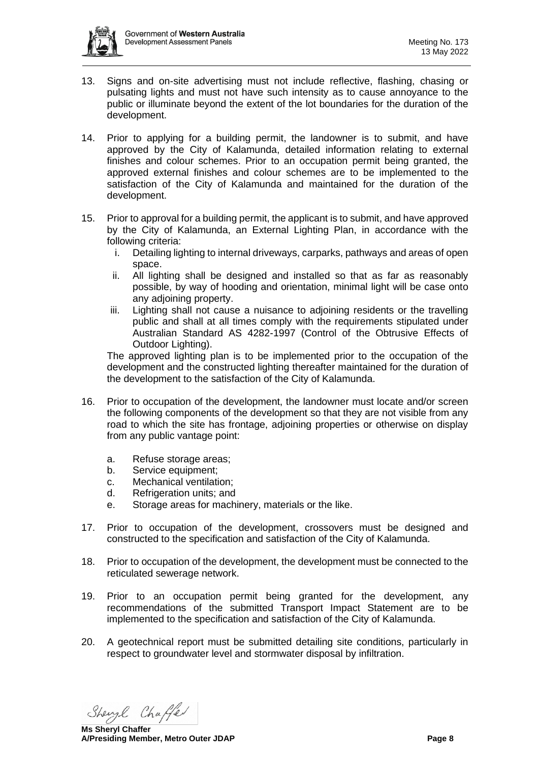13. Signs and on-site advertising must not include reflective, flashing, chasing or pulsating lights and must not have such intensity as to cause annoyance to the public or illuminate beyond the extent of the lot boundaries for the duration of the development.

14. Prior to applying for a building permit, the landowner is to submit, and have approved by the City of Kalamunda, detailed information relating to external finishes and colour schemes. Prior to an occupation permit being granted, the approved external finishes and colour schemes are to be implemented to the satisfaction of the City of Kalamunda and maintained for the duration of the development.

15. Prior to approval for a building permit, the applicant is to submit, and have approved by the City of Kalamunda, an External Lighting Plan, in accordance with the following criteria:
    i. Detailing lighting to internal driveways, carparks, pathways and areas of open space.
    ii. All lighting shall be designed and installed so that as far as reasonably possible, by way of hooding and orientation, minimal light will be case onto any adjoining property.
    iii. Lighting shall not cause a nuisance to adjoining residents or the travelling public and shall at all times comply with the requirements stipulated under Australian Standard AS 4282-1997 (Control of the Obtrusive Effects of Outdoor Lighting).

    The approved lighting plan is to be implemented prior to the occupation of the development and the constructed lighting thereafter maintained for the duration of the development to the satisfaction of the City of Kalamunda.

16. Prior to occupation of the development, the landowner must locate and/or screen the following components of the development so that they are not visible from any road to which the site has frontage, adjoining properties or otherwise on display from any public vantage point:

    a. Refuse storage areas;
    b. Service equipment;
    c. Mechanical ventilation;
    d. Refrigeration units; and
    e. Storage areas for machinery, materials or the like.

17. Prior to occupation of the development, crossovers must be designed and constructed to the specification and satisfaction of the City of Kalamunda.

18. Prior to occupation of the development, the development must be connected to the reticulated sewerage network.

19. Prior to an occupation permit being granted for the development, any recommendations of the submitted Transport Impact Statement are to be implemented to the specification and satisfaction of the City of Kalamunda.

20. A geotechnical report must be submitted detailing site conditions, particularly in respect to groundwater level and stormwater disposal by infiltration.

**Ms Sheryl Chaffer**
**A/Presiding Member, Metro Outer JDAP**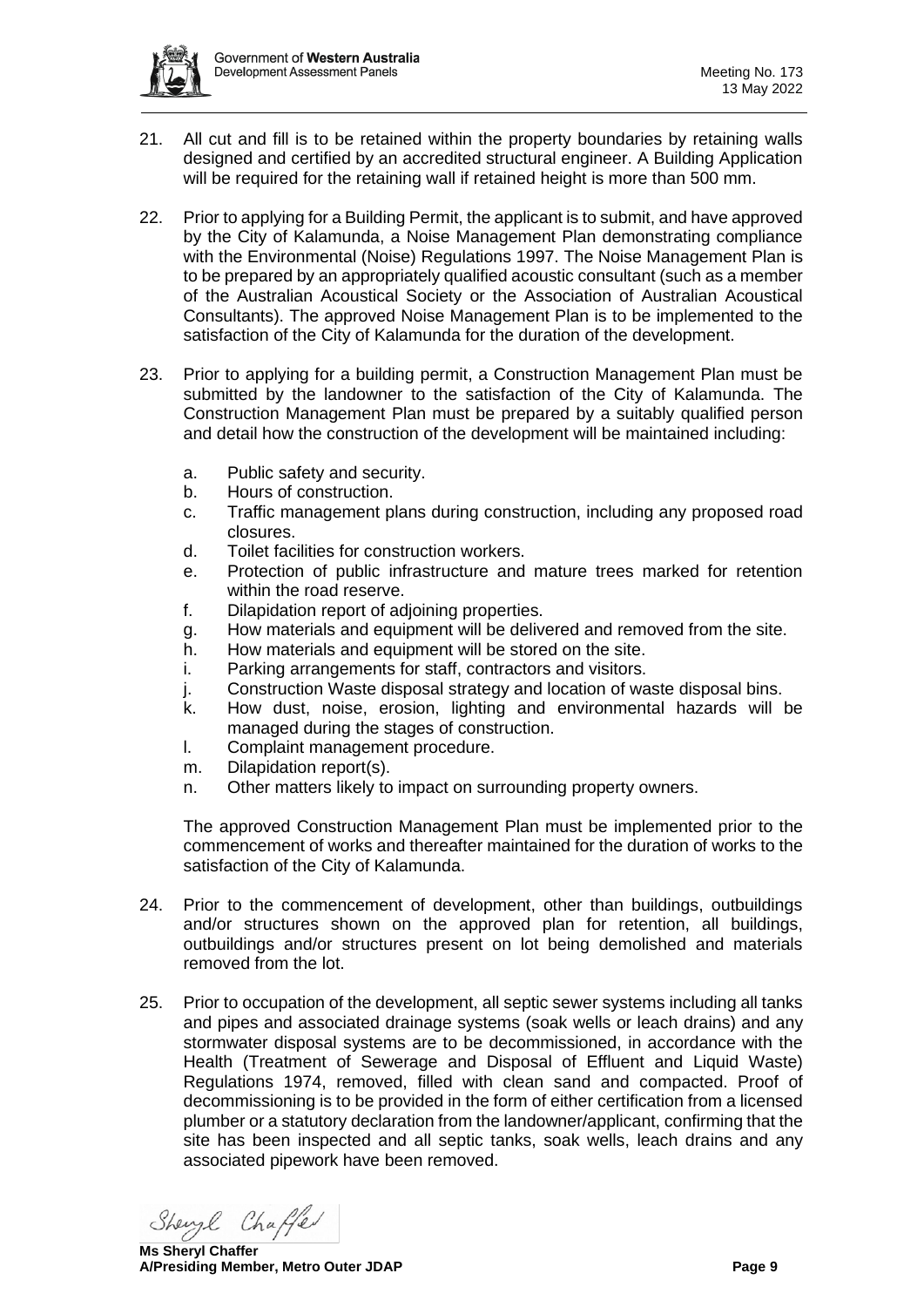21. All cut and fill is to be retained within the property boundaries by retaining walls designed and certified by an accredited structural engineer. A Building Application will be required for the retaining wall if retained height is more than 500 mm.

22. Prior to applying for a Building Permit, the applicant is to submit, and have approved by the City of Kalamunda, a Noise Management Plan demonstrating compliance with the Environmental (Noise) Regulations 1997. The Noise Management Plan is to be prepared by an appropriately qualified acoustic consultant (such as a member of the Australian Acoustical Society or the Association of Australian Acoustical Consultants). The approved Noise Management Plan is to be implemented to the satisfaction of the City of Kalamunda for the duration of the development.

23. Prior to applying for a building permit, a Construction Management Plan must be submitted by the landowner to the satisfaction of the City of Kalamunda. The Construction Management Plan must be prepared by a suitably qualified person and detail how the construction of the development will be maintained including:

    a. Public safety and security.
    b. Hours of construction.
    c. Traffic management plans during construction, including any proposed road closures.
    d. Toilet facilities for construction workers.
    e. Protection of public infrastructure and mature trees marked for retention within the road reserve.
    f. Dilapidation report of adjoining properties.
    g. How materials and equipment will be delivered and removed from the site.
    h. How materials and equipment will be stored on the site.
    i. Parking arrangements for staff, contractors and visitors.
    j. Construction Waste disposal strategy and location of waste disposal bins.
    k. How dust, noise, erosion, lighting and environmental hazards will be managed during the stages of construction.
    l. Complaint management procedure.
    m. Dilapidation report(s).
    n. Other matters likely to impact on surrounding property owners.

    The approved Construction Management Plan must be implemented prior to the commencement of works and thereafter maintained for the duration of works to the satisfaction of the City of Kalamunda.

24. Prior to the commencement of development, other than buildings, outbuildings and/or structures shown on the approved plan for retention, all buildings, outbuildings and/or structures present on lot being demolished and materials removed from the lot.

25. Prior to occupation of the development, all septic sewer systems including all tanks and pipes and associated drainage systems (soak wells or leach drains) and any stormwater disposal systems are to be decommissioned, in accordance with the Health (Treatment of Sewerage and Disposal of Effluent and Liquid Waste) Regulations 1974, removed, filled with clean sand and compacted. Proof of decommissioning is to be provided in the form of either certification from a licensed plumber or a statutory declaration from the landowner/applicant, confirming that the site has been inspected and all septic tanks, soak wells, leach drains and any associated pipework have been removed.

**Ms Sheryl Chaffer**
**A/Presiding Member, Metro Outer JDAP**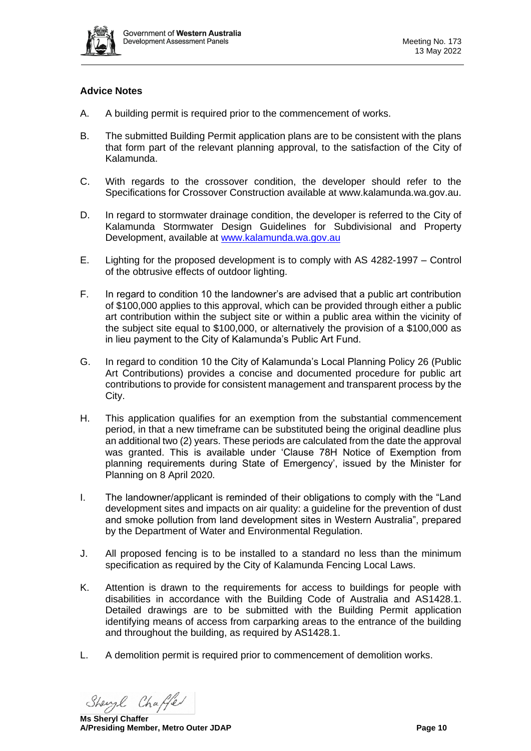### Advice Notes

A. A building permit is required prior to the commencement of works.

B. The submitted Building Permit application plans are to be consistent with the plans that form part of the relevant planning approval, to the satisfaction of the City of Kalamunda.

C. With regards to the crossover condition, the developer should refer to the Specifications for Crossover Construction available at www.kalamunda.wa.gov.au.

D. In regard to stormwater drainage condition, the developer is referred to the City of Kalamunda Stormwater Design Guidelines for Subdivisional and Property Development, available at www.kalamunda.wa.gov.au

E. Lighting for the proposed development is to comply with AS 4282-1997 – Control of the obtrusive effects of outdoor lighting.

F. In regard to condition 10 the landowner's are advised that a public art contribution of $100,000 applies to this approval, which can be provided through either a public art contribution within the subject site or within a public area within the vicinity of the subject site equal to $100,000, or alternatively the provision of a $100,000 as in lieu payment to the City of Kalamunda's Public Art Fund.

G. In regard to condition 10 the City of Kalamunda's Local Planning Policy 26 (Public Art Contributions) provides a concise and documented procedure for public art contributions to provide for consistent management and transparent process by the City.

H. This application qualifies for an exemption from the substantial commencement period, in that a new timeframe can be substituted being the original deadline plus an additional two (2) years. These periods are calculated from the date the approval was granted. This is available under 'Clause 78H Notice of Exemption from planning requirements during State of Emergency', issued by the Minister for Planning on 8 April 2020.

I. The landowner/applicant is reminded of their obligations to comply with the "Land development sites and impacts on air quality: a guideline for the prevention of dust and smoke pollution from land development sites in Western Australia", prepared by the Department of Water and Environmental Regulation.

J. All proposed fencing is to be installed to a standard no less than the minimum specification as required by the City of Kalamunda Fencing Local Laws.

K. Attention is drawn to the requirements for access to buildings for people with disabilities in accordance with the Building Code of Australia and AS1428.1. Detailed drawings are to be submitted with the Building Permit application identifying means of access from carparking areas to the entrance of the building and throughout the building, as required by AS1428.1.

L. A demolition permit is required prior to commencement of demolition works.

Sheryl Chaffer

**Ms Sheryl Chaffer**
**A/Presiding Member, Metro Outer JDAP**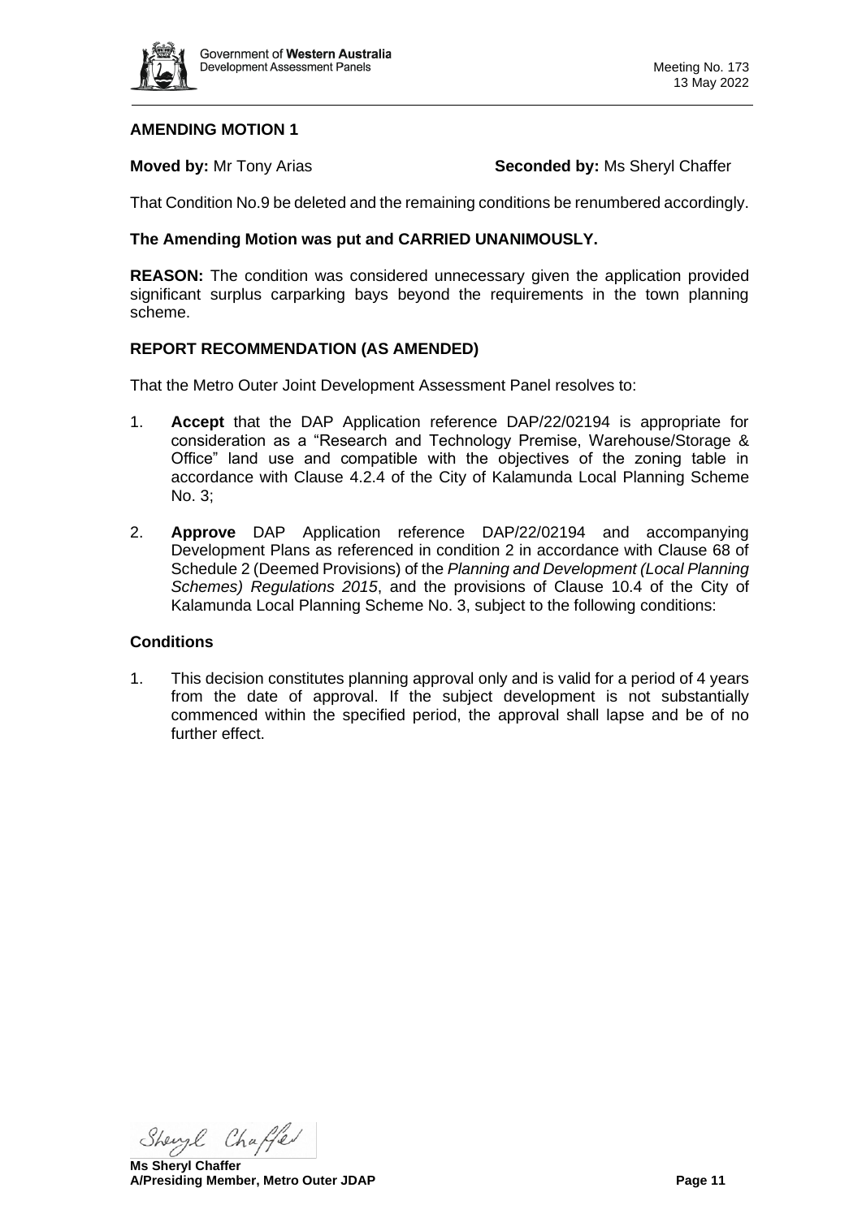**AMENDING MOTION 1**

**Moved by:** Mr Tony Arias **Seconded by:** Ms Sheryl Chaffer

That Condition No.9 be deleted and the remaining conditions be renumbered accordingly.

**The Amending Motion was put and CARRIED UNANIMOUSLY.**

**REASON:** The condition was considered unnecessary given the application provided significant surplus carparking bays beyond the requirements in the town planning scheme.

**REPORT RECOMMENDATION (AS AMENDED)**

That the Metro Outer Joint Development Assessment Panel resolves to:

1. **Accept** that the DAP Application reference DAP/22/02194 is appropriate for consideration as a "Research and Technology Premise, Warehouse/Storage & Office" land use and compatible with the objectives of the zoning table in accordance with Clause 4.2.4 of the City of Kalamunda Local Planning Scheme No. 3;

2. **Approve** DAP Application reference DAP/22/02194 and accompanying Development Plans as referenced in condition 2 in accordance with Clause 68 of Schedule 2 (Deemed Provisions) of the *Planning and Development (Local Planning Schemes) Regulations 2015*, and the provisions of Clause 10.4 of the City of Kalamunda Local Planning Scheme No. 3, subject to the following conditions:

**Conditions**

1. This decision constitutes planning approval only and is valid for a period of 4 years from the date of approval. If the subject development is not substantially commenced within the specified period, the approval shall lapse and be of no further effect.

**Ms Sheryl Chaffer**
**A/Presiding Member, Metro Outer JDAP**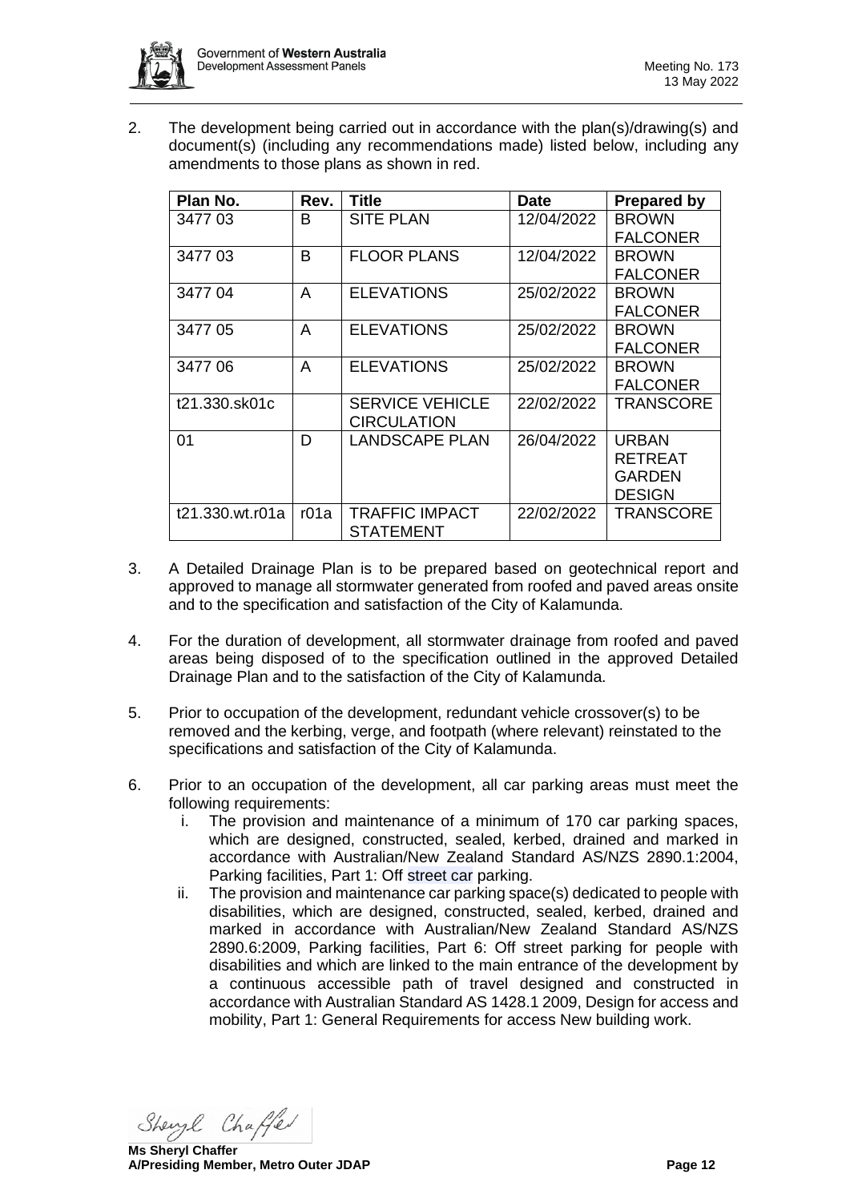2. The development being carried out in accordance with the plan(s)/drawing(s) and document(s) (including any recommendations made) listed below, including any amendments to those plans as shown in red.

| Plan No. | Rev. | Title | Date | Prepared by |
|---|---|---|---|---|
| 3477 03 | B | SITE PLAN | 12/04/2022 | BROWN FALCONER |
| 3477 03 | B | FLOOR PLANS | 12/04/2022 | BROWN FALCONER |
| 3477 04 | A | ELEVATIONS | 25/02/2022 | BROWN FALCONER |
| 3477 05 | A | ELEVATIONS | 25/02/2022 | BROWN FALCONER |
| 3477 06 | A | ELEVATIONS | 25/02/2022 | BROWN FALCONER |
| t21.330.sk01c | | SERVICE VEHICLE CIRCULATION | 22/02/2022 | TRANSCORE |
| 01 | D | LANDSCAPE PLAN | 26/04/2022 | URBAN RETREAT GARDEN DESIGN |
| t21.330.wt.r01a | r01a | TRAFFIC IMPACT STATEMENT | 22/02/2022 | TRANSCORE |

3. A Detailed Drainage Plan is to be prepared based on geotechnical report and approved to manage all stormwater generated from roofed and paved areas onsite and to the specification and satisfaction of the City of Kalamunda.

4. For the duration of development, all stormwater drainage from roofed and paved areas being disposed of to the specification outlined in the approved Detailed Drainage Plan and to the satisfaction of the City of Kalamunda.

5. Prior to occupation of the development, redundant vehicle crossover(s) to be removed and the kerbing, verge, and footpath (where relevant) reinstated to the specifications and satisfaction of the City of Kalamunda.

6. Prior to an occupation of the development, all car parking areas must meet the following requirements:
   i. The provision and maintenance of a minimum of 170 car parking spaces, which are designed, constructed, sealed, kerbed, drained and marked in accordance with Australian/New Zealand Standard AS/NZS 2890.1:2004, Parking facilities, Part 1: Off street car parking.
   ii. The provision and maintenance car parking space(s) dedicated to people with disabilities, which are designed, constructed, sealed, kerbed, drained and marked in accordance with Australian/New Zealand Standard AS/NZS 2890.6:2009, Parking facilities, Part 6: Off street parking for people with disabilities and which are linked to the main entrance of the development by a continuous accessible path of travel designed and constructed in accordance with Australian Standard AS 1428.1 2009, Design for access and mobility, Part 1: General Requirements for access New building work.

**Ms Sheryl Chaffer**
**A/Presiding Member, Metro Outer JDAP**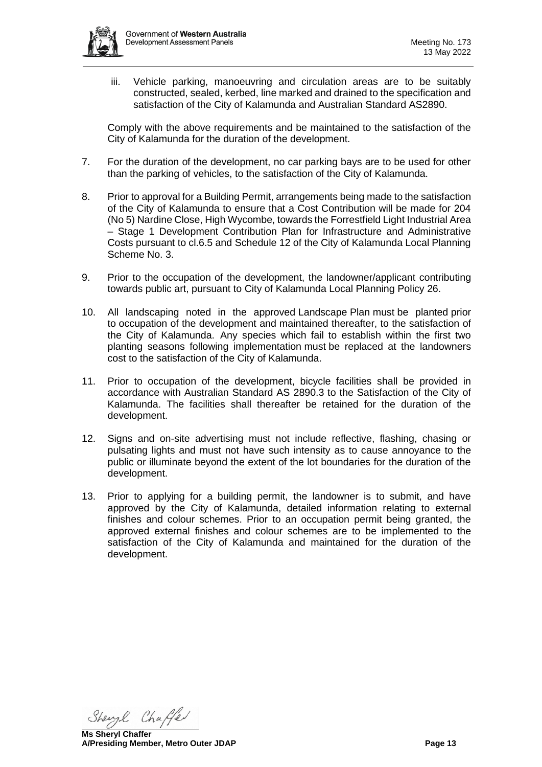iii. Vehicle parking, manoeuvring and circulation areas are to be suitably constructed, sealed, kerbed, line marked and drained to the specification and satisfaction of the City of Kalamunda and Australian Standard AS2890.

Comply with the above requirements and be maintained to the satisfaction of the City of Kalamunda for the duration of the development.

7. For the duration of the development, no car parking bays are to be used for other than the parking of vehicles, to the satisfaction of the City of Kalamunda.

8. Prior to approval for a Building Permit, arrangements being made to the satisfaction of the City of Kalamunda to ensure that a Cost Contribution will be made for 204 (No 5) Nardine Close, High Wycombe, towards the Forrestfield Light Industrial Area – Stage 1 Development Contribution Plan for Infrastructure and Administrative Costs pursuant to cl.6.5 and Schedule 12 of the City of Kalamunda Local Planning Scheme No. 3.

9. Prior to the occupation of the development, the landowner/applicant contributing towards public art, pursuant to City of Kalamunda Local Planning Policy 26.

10. All landscaping noted in the approved Landscape Plan must be planted prior to occupation of the development and maintained thereafter, to the satisfaction of the City of Kalamunda. Any species which fail to establish within the first two planting seasons following implementation must be replaced at the landowners cost to the satisfaction of the City of Kalamunda.

11. Prior to occupation of the development, bicycle facilities shall be provided in accordance with Australian Standard AS 2890.3 to the Satisfaction of the City of Kalamunda. The facilities shall thereafter be retained for the duration of the development.

12. Signs and on-site advertising must not include reflective, flashing, chasing or pulsating lights and must not have such intensity as to cause annoyance to the public or illuminate beyond the extent of the lot boundaries for the duration of the development.

13. Prior to applying for a building permit, the landowner is to submit, and have approved by the City of Kalamunda, detailed information relating to external finishes and colour schemes. Prior to an occupation permit being granted, the approved external finishes and colour schemes are to be implemented to the satisfaction of the City of Kalamunda and maintained for the duration of the development.

**Ms Sheryl Chaffer**
**A/Presiding Member, Metro Outer JDAP**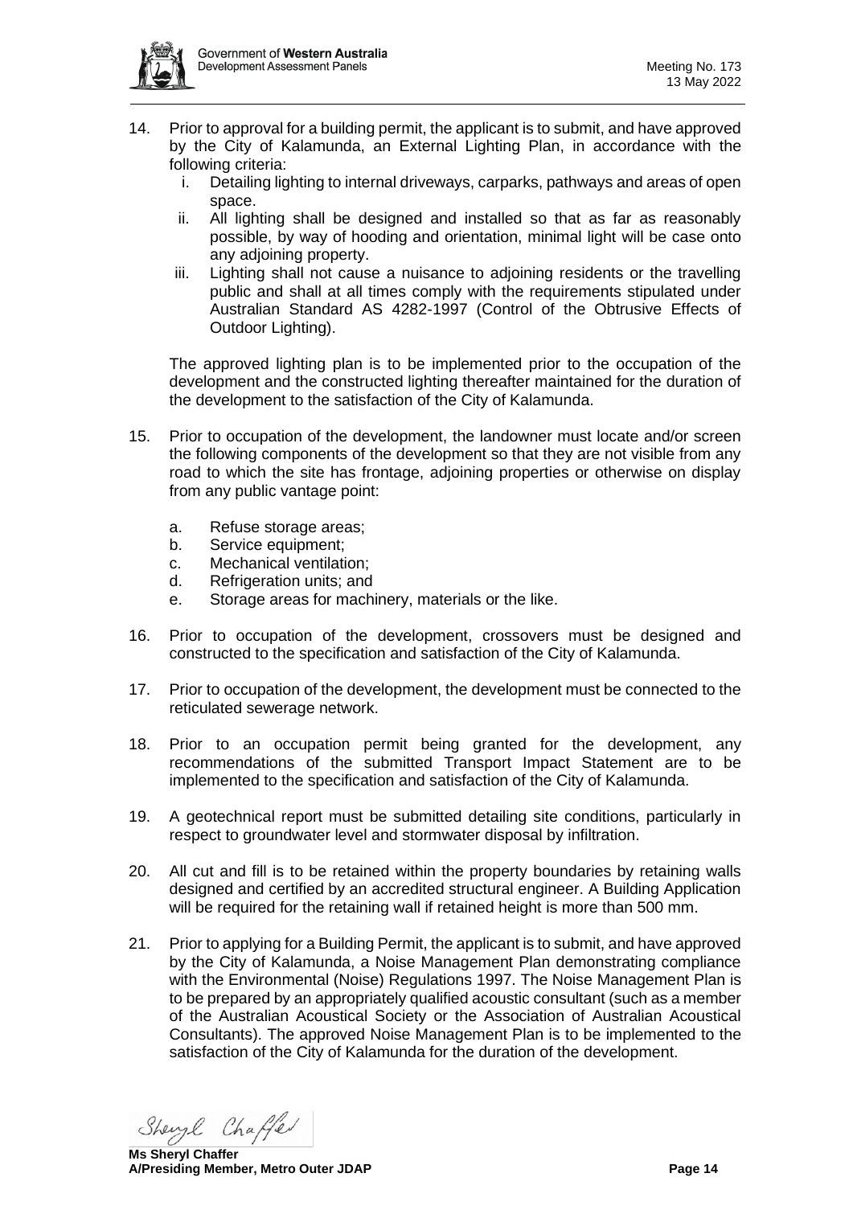14. Prior to approval for a building permit, the applicant is to submit, and have approved by the City of Kalamunda, an External Lighting Plan, in accordance with the following criteria:
    i. Detailing lighting to internal driveways, carparks, pathways and areas of open space.
    ii. All lighting shall be designed and installed so that as far as reasonably possible, by way of hooding and orientation, minimal light will be case onto any adjoining property.
    iii. Lighting shall not cause a nuisance to adjoining residents or the travelling public and shall at all times comply with the requirements stipulated under Australian Standard AS 4282-1997 (Control of the Obtrusive Effects of Outdoor Lighting).

    The approved lighting plan is to be implemented prior to the occupation of the development and the constructed lighting thereafter maintained for the duration of the development to the satisfaction of the City of Kalamunda.

15. Prior to occupation of the development, the landowner must locate and/or screen the following components of the development so that they are not visible from any road to which the site has frontage, adjoining properties or otherwise on display from any public vantage point:

    a. Refuse storage areas;
    b. Service equipment;
    c. Mechanical ventilation;
    d. Refrigeration units; and
    e. Storage areas for machinery, materials or the like.

16. Prior to occupation of the development, crossovers must be designed and constructed to the specification and satisfaction of the City of Kalamunda.

17. Prior to occupation of the development, the development must be connected to the reticulated sewerage network.

18. Prior to an occupation permit being granted for the development, any recommendations of the submitted Transport Impact Statement are to be implemented to the specification and satisfaction of the City of Kalamunda.

19. A geotechnical report must be submitted detailing site conditions, particularly in respect to groundwater level and stormwater disposal by infiltration.

20. All cut and fill is to be retained within the property boundaries by retaining walls designed and certified by an accredited structural engineer. A Building Application will be required for the retaining wall if retained height is more than 500 mm.

21. Prior to applying for a Building Permit, the applicant is to submit, and have approved by the City of Kalamunda, a Noise Management Plan demonstrating compliance with the Environmental (Noise) Regulations 1997. The Noise Management Plan is to be prepared by an appropriately qualified acoustic consultant (such as a member of the Australian Acoustical Society or the Association of Australian Acoustical Consultants). The approved Noise Management Plan is to be implemented to the satisfaction of the City of Kalamunda for the duration of the development.

**Ms Sheryl Chaffer**
**A/Presiding Member, Metro Outer JDAP**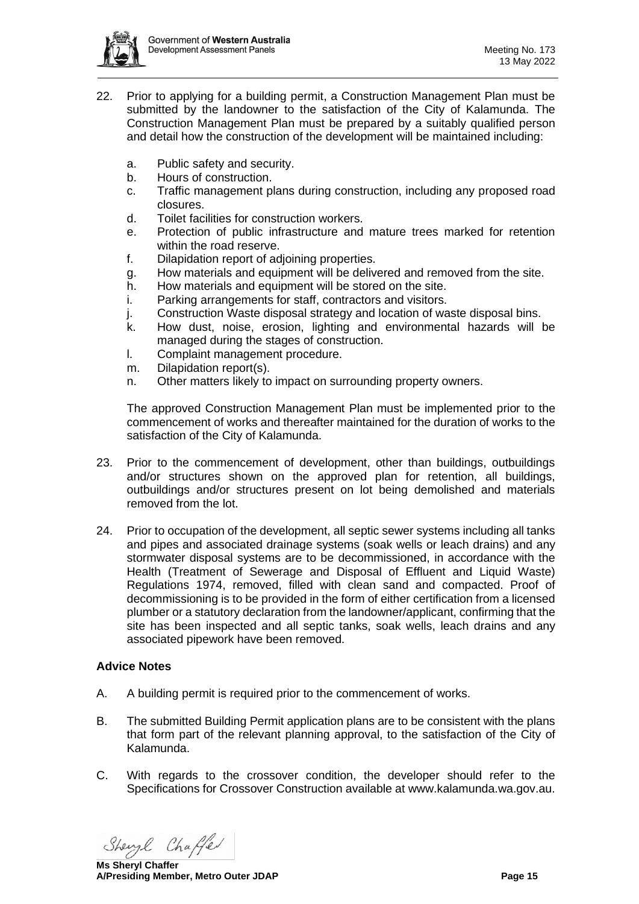22. Prior to applying for a building permit, a Construction Management Plan must be submitted by the landowner to the satisfaction of the City of Kalamunda. The Construction Management Plan must be prepared by a suitably qualified person and detail how the construction of the development will be maintained including:

    a. Public safety and security.
    b. Hours of construction.
    c. Traffic management plans during construction, including any proposed road closures.
    d. Toilet facilities for construction workers.
    e. Protection of public infrastructure and mature trees marked for retention within the road reserve.
    f. Dilapidation report of adjoining properties.
    g. How materials and equipment will be delivered and removed from the site.
    h. How materials and equipment will be stored on the site.
    i. Parking arrangements for staff, contractors and visitors.
    j. Construction Waste disposal strategy and location of waste disposal bins.
    k. How dust, noise, erosion, lighting and environmental hazards will be managed during the stages of construction.
    l. Complaint management procedure.
    m. Dilapidation report(s).
    n. Other matters likely to impact on surrounding property owners.

    The approved Construction Management Plan must be implemented prior to the commencement of works and thereafter maintained for the duration of works to the satisfaction of the City of Kalamunda.

23. Prior to the commencement of development, other than buildings, outbuildings and/or structures shown on the approved plan for retention, all buildings, outbuildings and/or structures present on lot being demolished and materials removed from the lot.

24. Prior to occupation of the development, all septic sewer systems including all tanks and pipes and associated drainage systems (soak wells or leach drains) and any stormwater disposal systems are to be decommissioned, in accordance with the Health (Treatment of Sewerage and Disposal of Effluent and Liquid Waste) Regulations 1974, removed, filled with clean sand and compacted. Proof of decommissioning is to be provided in the form of either certification from a licensed plumber or a statutory declaration from the landowner/applicant, confirming that the site has been inspected and all septic tanks, soak wells, leach drains and any associated pipework have been removed.

**Advice Notes**

A. A building permit is required prior to the commencement of works.

B. The submitted Building Permit application plans are to be consistent with the plans that form part of the relevant planning approval, to the satisfaction of the City of Kalamunda.

C. With regards to the crossover condition, the developer should refer to the Specifications for Crossover Construction available at www.kalamunda.wa.gov.au.

**Ms Sheryl Chaffer**
**A/Presiding Member, Metro Outer JDAP**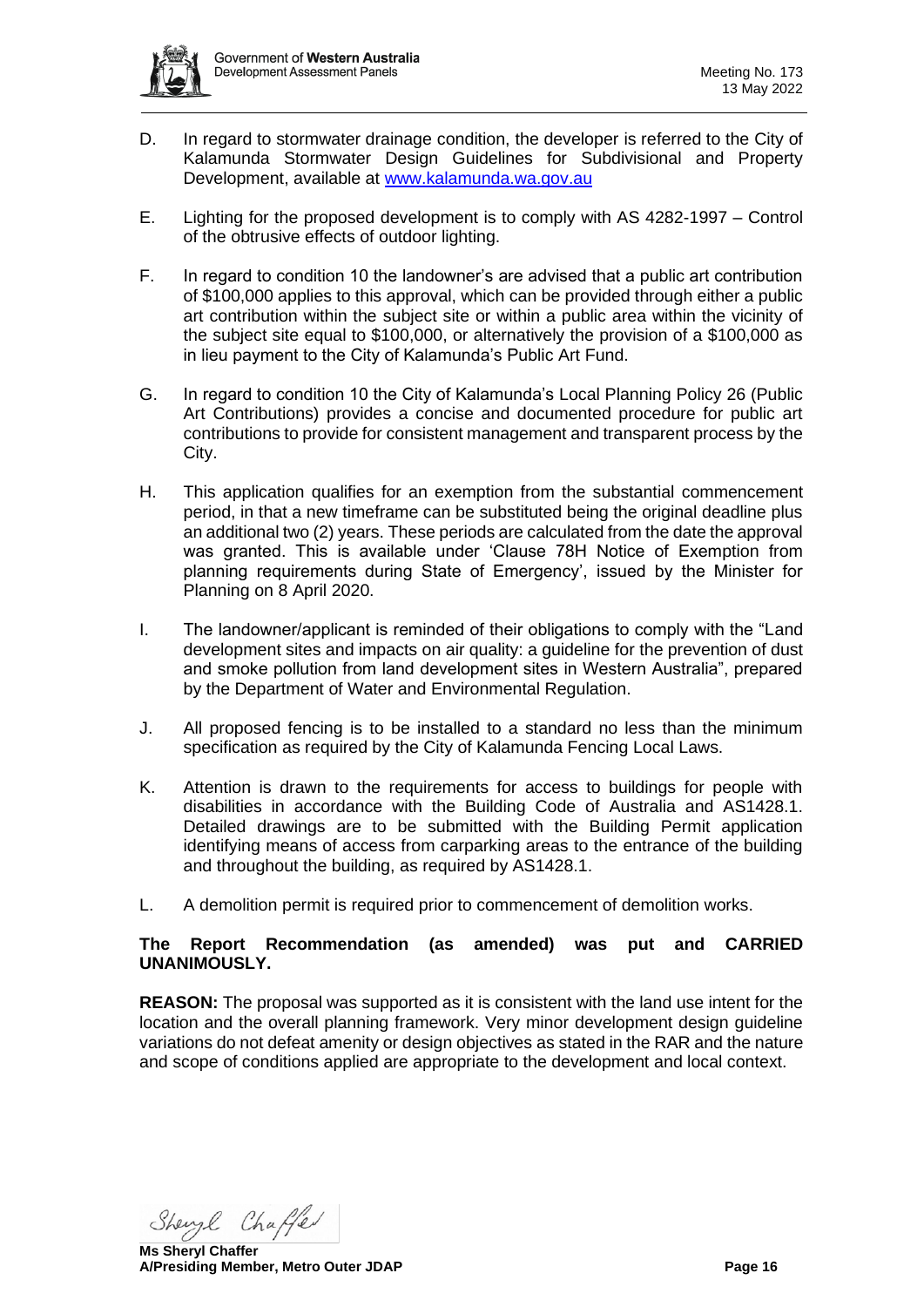D. In regard to stormwater drainage condition, the developer is referred to the City of Kalamunda Stormwater Design Guidelines for Subdivisional and Property Development, available at www.kalamunda.wa.gov.au

E. Lighting for the proposed development is to comply with AS 4282-1997 – Control of the obtrusive effects of outdoor lighting.

F. In regard to condition 10 the landowner's are advised that a public art contribution of $100,000 applies to this approval, which can be provided through either a public art contribution within the subject site or within a public area within the vicinity of the subject site equal to $100,000, or alternatively the provision of a $100,000 as in lieu payment to the City of Kalamunda's Public Art Fund.

G. In regard to condition 10 the City of Kalamunda's Local Planning Policy 26 (Public Art Contributions) provides a concise and documented procedure for public art contributions to provide for consistent management and transparent process by the City.

H. This application qualifies for an exemption from the substantial commencement period, in that a new timeframe can be substituted being the original deadline plus an additional two (2) years. These periods are calculated from the date the approval was granted. This is available under 'Clause 78H Notice of Exemption from planning requirements during State of Emergency', issued by the Minister for Planning on 8 April 2020.

I. The landowner/applicant is reminded of their obligations to comply with the "Land development sites and impacts on air quality: a guideline for the prevention of dust and smoke pollution from land development sites in Western Australia", prepared by the Department of Water and Environmental Regulation.

J. All proposed fencing is to be installed to a standard no less than the minimum specification as required by the City of Kalamunda Fencing Local Laws.

K. Attention is drawn to the requirements for access to buildings for people with disabilities in accordance with the Building Code of Australia and AS1428.1. Detailed drawings are to be submitted with the Building Permit application identifying means of access from carparking areas to the entrance of the building and throughout the building, as required by AS1428.1.

L. A demolition permit is required prior to commencement of demolition works.

**The Report Recommendation (as amended) was put and CARRIED UNANIMOUSLY.**

**REASON:** The proposal was supported as it is consistent with the land use intent for the location and the overall planning framework. Very minor development design guideline variations do not defeat amenity or design objectives as stated in the RAR and the nature and scope of conditions applied are appropriate to the development and local context.

**Ms Sheryl Chaffer**
**A/Presiding Member, Metro Outer JDAP**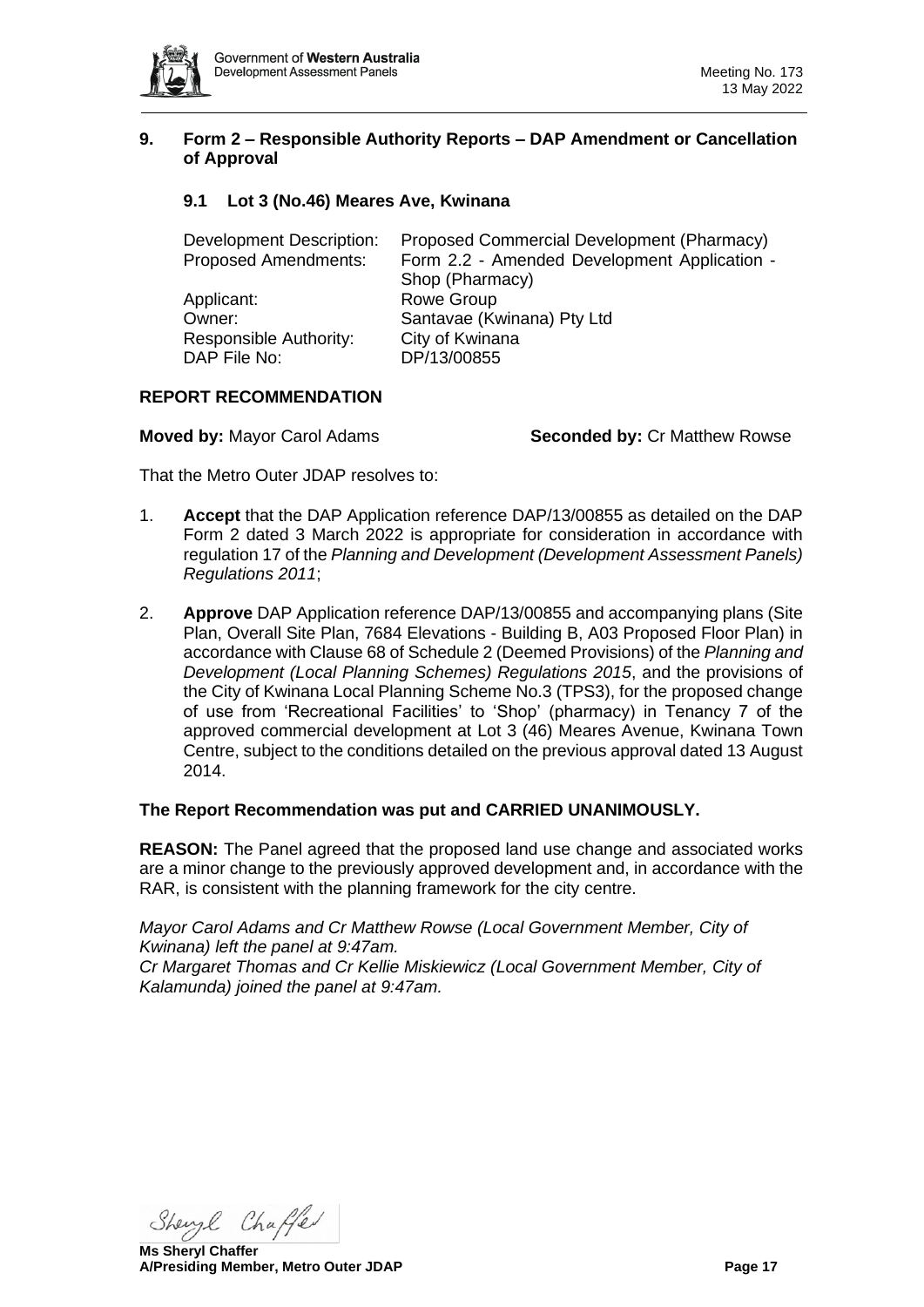## 9. Form 2 – Responsible Authority Reports – DAP Amendment or Cancellation of Approval

### 9.1 Lot 3 (No.46) Meares Ave, Kwinana

| | |
|---|---|
| Development Description: | Proposed Commercial Development (Pharmacy) |
| Proposed Amendments: | Form 2.2 - Amended Development Application - Shop (Pharmacy) |
| Applicant: | Rowe Group |
| Owner: | Santavae (Kwinana) Pty Ltd |
| Responsible Authority: | City of Kwinana |
| DAP File No: | DP/13/00855 |

**REPORT RECOMMENDATION**

**Moved by:** Mayor Carol Adams **Seconded by:** Cr Matthew Rowse

That the Metro Outer JDAP resolves to:

1. **Accept** that the DAP Application reference DAP/13/00855 as detailed on the DAP Form 2 dated 3 March 2022 is appropriate for consideration in accordance with regulation 17 of the *Planning and Development (Development Assessment Panels) Regulations 2011*;

2. **Approve** DAP Application reference DAP/13/00855 and accompanying plans (Site Plan, Overall Site Plan, 7684 Elevations - Building B, A03 Proposed Floor Plan) in accordance with Clause 68 of Schedule 2 (Deemed Provisions) of the *Planning and Development (Local Planning Schemes) Regulations 2015*, and the provisions of the City of Kwinana Local Planning Scheme No.3 (TPS3), for the proposed change of use from 'Recreational Facilities' to 'Shop' (pharmacy) in Tenancy 7 of the approved commercial development at Lot 3 (46) Meares Avenue, Kwinana Town Centre, subject to the conditions detailed on the previous approval dated 13 August 2014.

**The Report Recommendation was put and CARRIED UNANIMOUSLY.**

**REASON:** The Panel agreed that the proposed land use change and associated works are a minor change to the previously approved development and, in accordance with the RAR, is consistent with the planning framework for the city centre.

*Mayor Carol Adams and Cr Matthew Rowse (Local Government Member, City of Kwinana) left the panel at 9:47am.*
*Cr Margaret Thomas and Cr Kellie Miskiewicz (Local Government Member, City of Kalamunda) joined the panel at 9:47am.*

**Ms Sheryl Chaffer**
**A/Presiding Member, Metro Outer JDAP**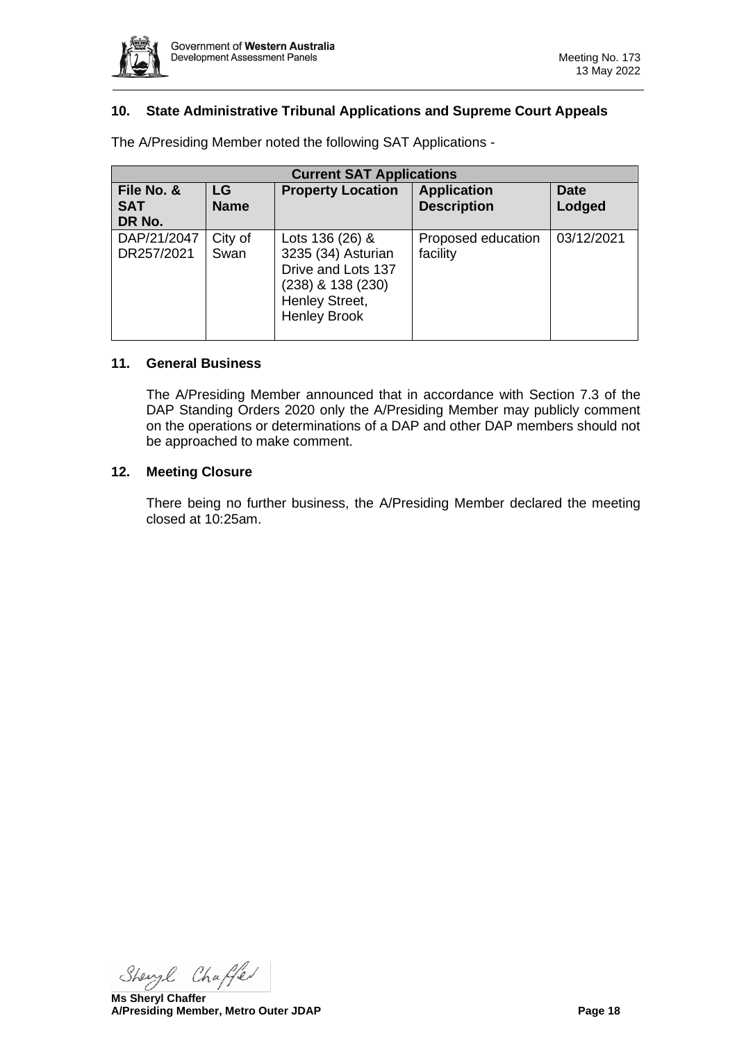## 10. State Administrative Tribunal Applications and Supreme Court Appeals

The A/Presiding Member noted the following SAT Applications -

| Current SAT Applications | | | | |
|---|---|---|---|---|
| **File No. & SAT DR No.** | **LG Name** | **Property Location** | **Application Description** | **Date Lodged** |
| DAP/21/2047 DR257/2021 | City of Swan | Lots 136 (26) & 3235 (34) Asturian Drive and Lots 137 (238) & 138 (230) Henley Street, Henley Brook | Proposed education facility | 03/12/2021 |

## 11. General Business

The A/Presiding Member announced that in accordance with Section 7.3 of the DAP Standing Orders 2020 only the A/Presiding Member may publicly comment on the operations or determinations of a DAP and other DAP members should not be approached to make comment.

## 12. Meeting Closure

There being no further business, the A/Presiding Member declared the meeting closed at 10:25am.

Sheryl Chaffer

**Ms Sheryl Chaffer**
**A/Presiding Member, Metro Outer JDAP**